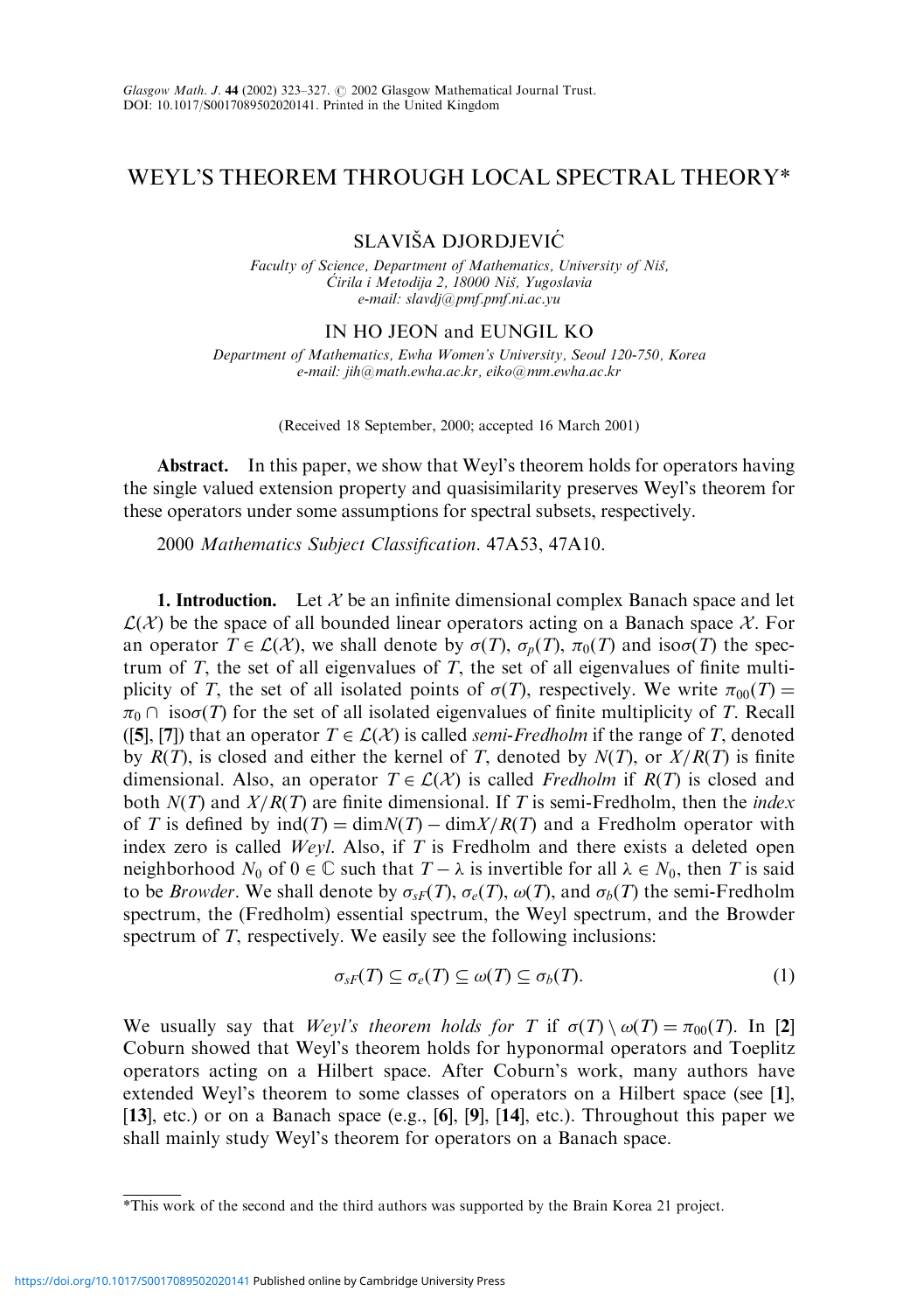# WEYL'S THEOREM THROUGH LOCAL SPECTRAL THEORY*

SLAVIŠA DJORDJEVIĆ

*Faculty of Science, Department of Mathematics, University of Niš, Ćirila i Metodija 2, 18000 Niš, Yugoslavia*
*e-mail: slavdj@pmf.pmf.ni.ac.yu*

IN HO JEON and EUNGIL KO

*Department of Mathematics, Ewha Women's University, Seoul 120-750, Korea*
*e-mail: jih@math.ewha.ac.kr, eiko@mm.ewha.ac.kr*

(Received 18 September, 2000; accepted 16 March 2001)

**Abstract.** In this paper, we show that Weyl's theorem holds for operators having the single valued extension property and quasisimilarity preserves Weyl's theorem for these operators under some assumptions for spectral subsets, respectively.

2000 *Mathematics Subject Classification*. 47A53, 47A10.

**1. Introduction.** Let $\mathcal{X}$ be an infinite dimensional complex Banach space and let $\mathcal{L}(\mathcal{X})$ be the space of all bounded linear operators acting on a Banach space $\mathcal{X}$. For an operator $T \in \mathcal{L}(\mathcal{X})$, we shall denote by $\sigma(T)$, $\sigma_p(T)$, $\pi_0(T)$ and iso$\sigma(T)$ the spectrum of $T$, the set of all eigenvalues of $T$, the set of all eigenvalues of finite multiplicity of $T$, the set of all isolated points of $\sigma(T)$, respectively. We write $\pi_{00}(T) = \pi_0 \cap$ iso$\sigma(T)$ for the set of all isolated eigenvalues of finite multiplicity of $T$. Recall ([**5**], [**7**]) that an operator $T \in \mathcal{L}(\mathcal{X})$ is called *semi-Fredholm* if the range of $T$, denoted by $R(T)$, is closed and either the kernel of $T$, denoted by $N(T)$, or $X/R(T)$ is finite dimensional. Also, an operator $T \in \mathcal{L}(\mathcal{X})$ is called *Fredholm* if $R(T)$ is closed and both $N(T)$ and $X/R(T)$ are finite dimensional. If $T$ is semi-Fredholm, then the *index* of $T$ is defined by $\text{ind}(T) = \dim N(T) - \dim X/R(T)$ and a Fredholm operator with index zero is called *Weyl*. Also, if $T$ is Fredholm and there exists a deleted open neighborhood $N_0$ of $0 \in \mathbb{C}$ such that $T - \lambda$ is invertible for all $\lambda \in N_0$, then $T$ is said to be *Browder*. We shall denote by $\sigma_{sF}(T)$, $\sigma_e(T)$, $\omega(T)$, and $\sigma_b(T)$ the semi-Fredholm spectrum, the (Fredholm) essential spectrum, the Weyl spectrum, and the Browder spectrum of $T$, respectively. We easily see the following inclusions:

$$\sigma_{sF}(T) \subseteq \sigma_e(T) \subseteq \omega(T) \subseteq \sigma_b(T). \tag{1}$$

We usually say that *Weyl's theorem holds for* $T$ if $\sigma(T) \setminus \omega(T) = \pi_{00}(T)$. In [**2**] Coburn showed that Weyl's theorem holds for hyponormal operators and Toeplitz operators acting on a Hilbert space. After Coburn's work, many authors have extended Weyl's theorem to some classes of operators on a Hilbert space (see [**1**], [**13**], etc.) or on a Banach space (e.g., [**6**], [**9**], [**14**], etc.). Throughout this paper we shall mainly study Weyl's theorem for operators on a Banach space.

*This work of the second and the third authors was supported by the Brain Korea 21 project.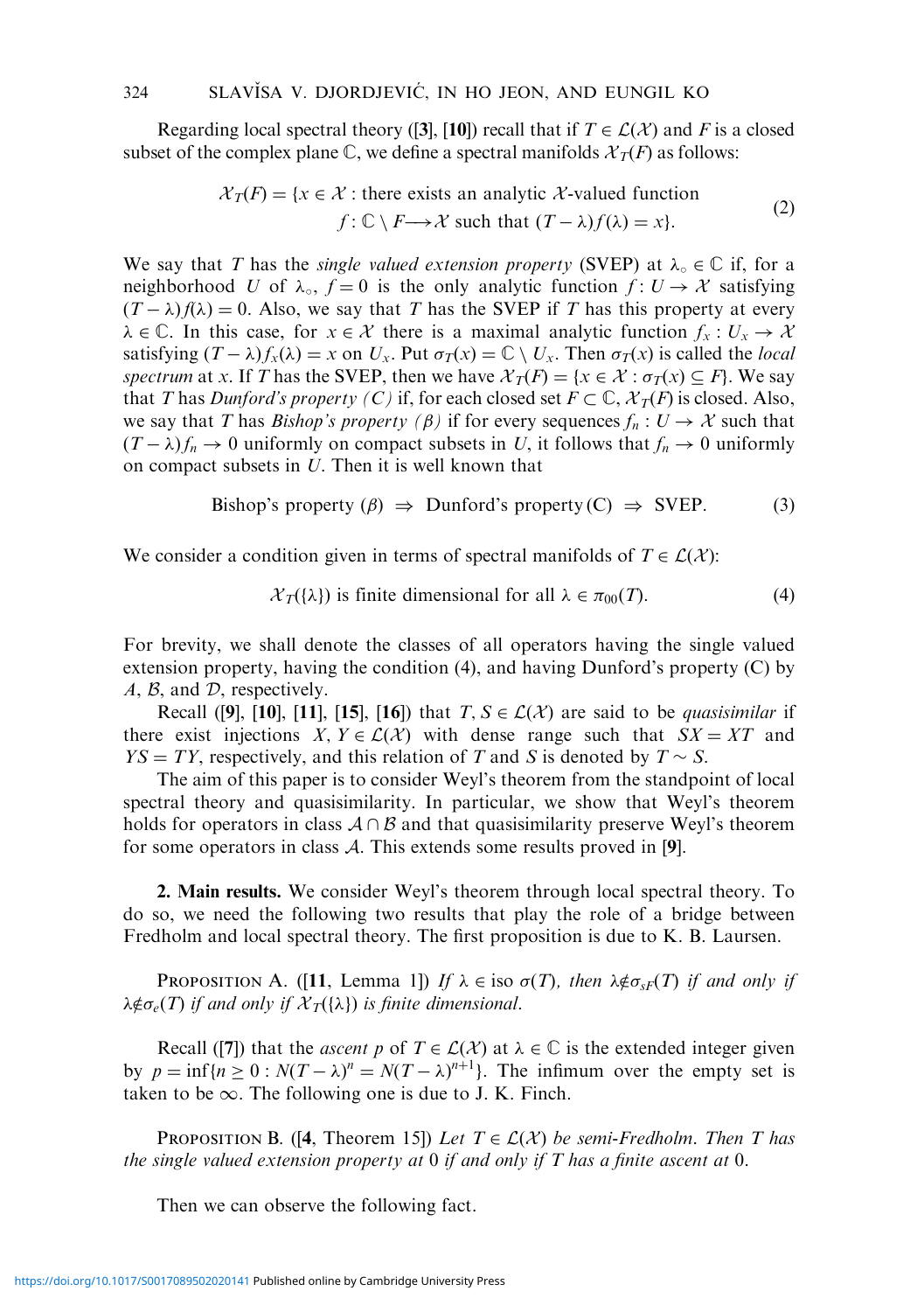Regarding local spectral theory ([**3**], [**10**]) recall that if $T \in \mathcal{L}(\mathcal{X})$ and $F$ is a closed subset of the complex plane $\mathbb{C}$, we define a spectral manifolds $\mathcal{X}_T(F)$ as follows:

$$\mathcal{X}_T(F) = \{x \in \mathcal{X} : \text{there exists an analytic } \mathcal{X}\text{-valued function } f : \mathbb{C} \setminus F \longrightarrow \mathcal{X} \text{ such that } (T - \lambda)f(\lambda) = x\}. \tag{2}$$

We say that $T$ has the *single valued extension property* (SVEP) at $\lambda_\circ \in \mathbb{C}$ if, for a neighborhood $U$ of $\lambda_\circ$, $f = 0$ is the only analytic function $f : U \to \mathcal{X}$ satisfying $(T - \lambda)f(\lambda) = 0$. Also, we say that $T$ has the SVEP if $T$ has this property at every $\lambda \in \mathbb{C}$. In this case, for $x \in \mathcal{X}$ there is a maximal analytic function $f_x : U_x \to \mathcal{X}$ satisfying $(T - \lambda)f_x(\lambda) = x$ on $U_x$. Put $\sigma_T(x) = \mathbb{C} \setminus U_x$. Then $\sigma_T(x)$ is called the *local spectrum* at $x$. If $T$ has the SVEP, then we have $\mathcal{X}_T(F) = \{x \in \mathcal{X} : \sigma_T(x) \subseteq F\}$. We say that $T$ has *Dunford's property (C)* if, for each closed set $F \subset \mathbb{C}$, $\mathcal{X}_T(F)$ is closed. Also, we say that $T$ has *Bishop's property ($\beta$)* if for every sequences $f_n : U \to \mathcal{X}$ such that $(T - \lambda)f_n \to 0$ uniformly on compact subsets in $U$, it follows that $f_n \to 0$ uniformly on compact subsets in $U$. Then it is well known that

$$\text{Bishop's property } (\beta) \;\Rightarrow\; \text{Dunford's property (C)} \;\Rightarrow\; \text{SVEP}. \tag{3}$$

We consider a condition given in terms of spectral manifolds of $T \in \mathcal{L}(\mathcal{X})$:

$$\mathcal{X}_T(\{\lambda\}) \text{ is finite dimensional for all } \lambda \in \pi_{00}(T). \tag{4}$$

For brevity, we shall denote the classes of all operators having the single valued extension property, having the condition (4), and having Dunford's property (C) by $\mathcal{A}$, $\mathcal{B}$, and $\mathcal{D}$, respectively.

Recall ([**9**], [**10**], [**11**], [**15**], [**16**]) that $T, S \in \mathcal{L}(\mathcal{X})$ are said to be *quasisimilar* if there exist injections $X, Y \in \mathcal{L}(\mathcal{X})$ with dense range such that $SX = XT$ and $YS = TY$, respectively, and this relation of $T$ and $S$ is denoted by $T \sim S$.

The aim of this paper is to consider Weyl's theorem from the standpoint of local spectral theory and quasisimilarity. In particular, we show that Weyl's theorem holds for operators in class $\mathcal{A} \cap \mathcal{B}$ and that quasisimilarity preserve Weyl's theorem for some operators in class $\mathcal{A}$. This extends some results proved in [**9**].

**2. Main results.** We consider Weyl's theorem through local spectral theory. To do so, we need the following two results that play the role of a bridge between Fredholm and local spectral theory. The first proposition is due to K. B. Laursen.

Proposition A. ([**11**, Lemma 1]) *If $\lambda \in \text{iso}\,\sigma(T)$, then $\lambda \notin \sigma_{SF}(T)$ if and only if $\lambda \notin \sigma_e(T)$ if and only if $\mathcal{X}_T(\{\lambda\})$ is finite dimensional.*

Recall ([**7**]) that the *ascent* $p$ of $T \in \mathcal{L}(\mathcal{X})$ at $\lambda \in \mathbb{C}$ is the extended integer given by $p = \inf\{n \geq 0 : N(T - \lambda)^n = N(T - \lambda)^{n+1}\}$. The infimum over the empty set is taken to be $\infty$. The following one is due to J. K. Finch.

Proposition B. ([**4**, Theorem 15]) *Let $T \in \mathcal{L}(\mathcal{X})$ be semi-Fredholm. Then $T$ has the single valued extension property at 0 if and only if $T$ has a finite ascent at 0.*

Then we can observe the following fact.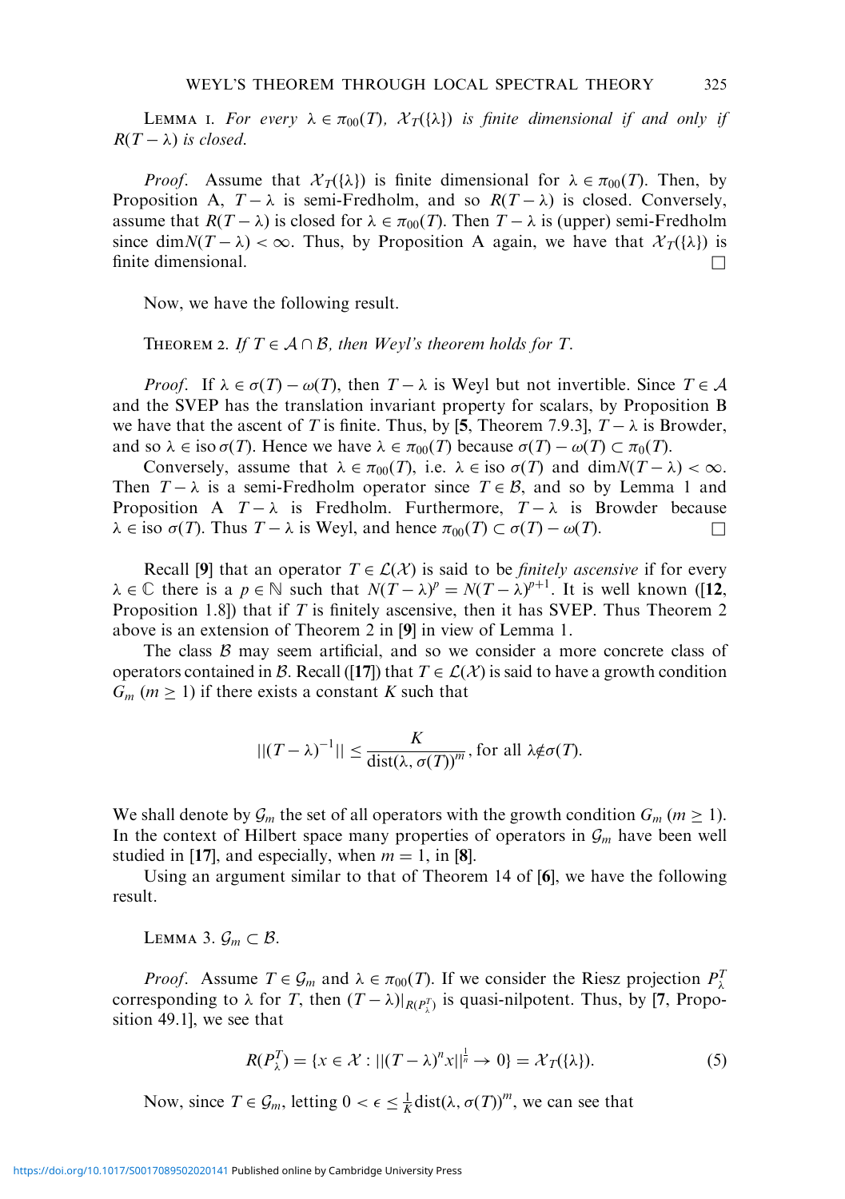LEMMA 1. *For every* $\lambda \in \pi_{00}(T)$, $\mathcal{X}_T(\{\lambda\})$ *is finite dimensional if and only if* $R(T-\lambda)$ *is closed.*

*Proof.* Assume that $\mathcal{X}_T(\{\lambda\})$ is finite dimensional for $\lambda \in \pi_{00}(T)$. Then, by Proposition A, $T-\lambda$ is semi-Fredholm, and so $R(T-\lambda)$ is closed. Conversely, assume that $R(T-\lambda)$ is closed for $\lambda \in \pi_{00}(T)$. Then $T-\lambda$ is (upper) semi-Fredholm since $\dim N(T-\lambda) < \infty$. Thus, by Proposition A again, we have that $\mathcal{X}_T(\{\lambda\})$ is finite dimensional. □

Now, we have the following result.

THEOREM 2. *If* $T \in \mathcal{A} \cap \mathcal{B}$, *then Weyl's theorem holds for* $T$.

*Proof.* If $\lambda \in \sigma(T) - \omega(T)$, then $T-\lambda$ is Weyl but not invertible. Since $T \in \mathcal{A}$ and the SVEP has the translation invariant property for scalars, by Proposition B we have that the ascent of $T$ is finite. Thus, by [**5**, Theorem 7.9.3], $T-\lambda$ is Browder, and so $\lambda \in \operatorname{iso}\sigma(T)$. Hence we have $\lambda \in \pi_{00}(T)$ because $\sigma(T) - \omega(T) \subset \pi_0(T)$.

Conversely, assume that $\lambda \in \pi_{00}(T)$, i.e. $\lambda \in \operatorname{iso}\sigma(T)$ and $\dim N(T-\lambda) < \infty$. Then $T-\lambda$ is a semi-Fredholm operator since $T \in \mathcal{B}$, and so by Lemma 1 and Proposition A $T-\lambda$ is Fredholm. Furthermore, $T-\lambda$ is Browder because $\lambda \in \operatorname{iso}\sigma(T)$. Thus $T-\lambda$ is Weyl, and hence $\pi_{00}(T) \subset \sigma(T) - \omega(T)$. □

Recall [**9**] that an operator $T \in \mathcal{L}(\mathcal{X})$ is said to be *finitely ascensive* if for every $\lambda \in \mathbb{C}$ there is a $p \in \mathbb{N}$ such that $N(T-\lambda)^p = N(T-\lambda)^{p+1}$. It is well known ([**12**, Proposition 1.8]) that if $T$ is finitely ascensive, then it has SVEP. Thus Theorem 2 above is an extension of Theorem 2 in [**9**] in view of Lemma 1.

The class $\mathcal{B}$ may seem artificial, and so we consider a more concrete class of operators contained in $\mathcal{B}$. Recall ([**17**]) that $T \in \mathcal{L}(\mathcal{X})$ is said to have a growth condition $G_m$ $(m \geq 1)$ if there exists a constant $K$ such that

$$||(T-\lambda)^{-1}|| \leq \frac{K}{\operatorname{dist}(\lambda, \sigma(T))^m}, \text{ for all } \lambda \notin \sigma(T).$$

We shall denote by $\mathcal{G}_m$ the set of all operators with the growth condition $G_m$ $(m \geq 1)$. In the context of Hilbert space many properties of operators in $\mathcal{G}_m$ have been well studied in [**17**], and especially, when $m = 1$, in [**8**].

Using an argument similar to that of Theorem 14 of [**6**], we have the following result.

LEMMA 3. $\mathcal{G}_m \subset \mathcal{B}$.

*Proof.* Assume $T \in \mathcal{G}_m$ and $\lambda \in \pi_{00}(T)$. If we consider the Riesz projection $P_\lambda^T$ corresponding to $\lambda$ for $T$, then $(T-\lambda)|_{R(P_\lambda^T)}$ is quasi-nilpotent. Thus, by [**7**, Proposition 49.1], we see that

$$R(P_\lambda^T) = \{x \in \mathcal{X} : ||(T-\lambda)^n x||^{\frac{1}{n}} \to 0\} = \mathcal{X}_T(\{\lambda\}). \tag{5}$$

Now, since $T \in \mathcal{G}_m$, letting $0 < \epsilon \leq \frac{1}{K}\operatorname{dist}(\lambda, \sigma(T))^m$, we can see that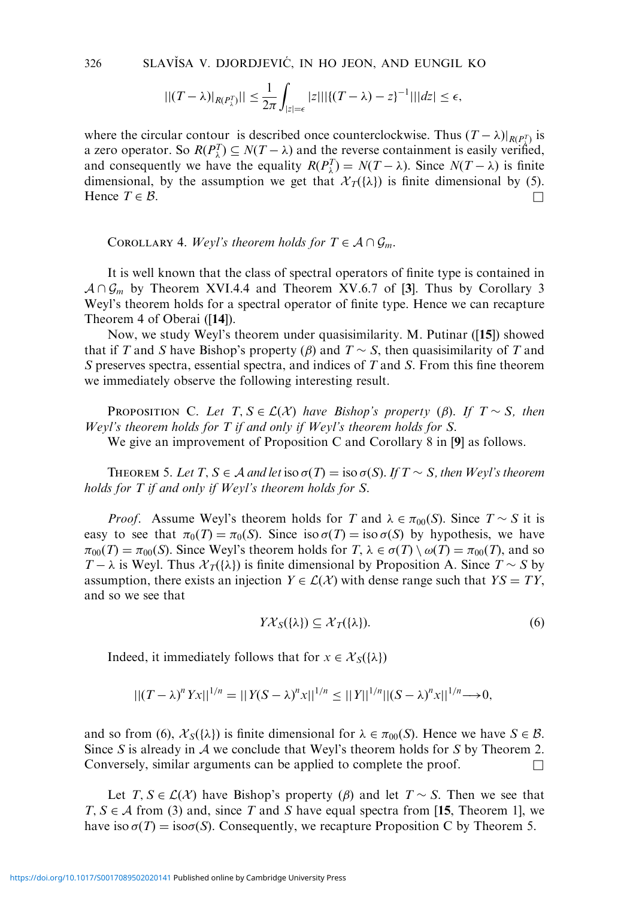$$||(T-\lambda)|_{R(P_\lambda^T)}|| \leq \frac{1}{2\pi}\int_{|z|=\epsilon} |z|||\{(T-\lambda)-z\}^{-1}|||dz| \leq \epsilon,$$

where the circular contour is described once counterclockwise. Thus $(T-\lambda)|_{R(P_\lambda^T)}$ is a zero operator. So $R(P_\lambda^T) \subseteq N(T-\lambda)$ and the reverse containment is easily verified, and consequently we have the equality $R(P_\lambda^T) = N(T-\lambda)$. Since $N(T-\lambda)$ is finite dimensional, by the assumption we get that $\mathcal{X}_T(\{\lambda\})$ is finite dimensional by (5). Hence $T \in \mathcal{B}$. □

Corollary 4. *Weyl's theorem holds for $T \in \mathcal{A} \cap \mathcal{G}_m$.*

It is well known that the class of spectral operators of finite type is contained in $\mathcal{A} \cap \mathcal{G}_m$ by Theorem XVI.4.4 and Theorem XV.6.7 of [**3**]. Thus by Corollary 3 Weyl's theorem holds for a spectral operator of finite type. Hence we can recapture Theorem 4 of Oberai ([**14**]).

Now, we study Weyl's theorem under quasisimilarity. M. Putinar ([**15**]) showed that if $T$ and $S$ have Bishop's property ($\beta$) and $T \sim S$, then quasisimilarity of $T$ and $S$ preserves spectra, essential spectra, and indices of $T$ and $S$. From this fine theorem we immediately observe the following interesting result.

Proposition C. *Let $T, S \in \mathcal{L}(\mathcal{X})$ have Bishop's property ($\beta$). If $T \sim S$, then Weyl's theorem holds for $T$ if and only if Weyl's theorem holds for $S$.*

We give an improvement of Proposition C and Corollary 8 in [**9**] as follows.

Theorem 5. *Let $T, S \in \mathcal{A}$ and let $\operatorname{iso}\sigma(T) = \operatorname{iso}\sigma(S)$. If $T \sim S$, then Weyl's theorem holds for $T$ if and only if Weyl's theorem holds for $S$.*

*Proof.* Assume Weyl's theorem holds for $T$ and $\lambda \in \pi_{00}(S)$. Since $T \sim S$ it is easy to see that $\pi_0(T) = \pi_0(S)$. Since $\operatorname{iso}\sigma(T) = \operatorname{iso}\sigma(S)$ by hypothesis, we have $\pi_{00}(T) = \pi_{00}(S)$. Since Weyl's theorem holds for $T$, $\lambda \in \sigma(T) \setminus \omega(T) = \pi_{00}(T)$, and so $T - \lambda$ is Weyl. Thus $\mathcal{X}_T(\{\lambda\})$ is finite dimensional by Proposition A. Since $T \sim S$ by assumption, there exists an injection $Y \in \mathcal{L}(\mathcal{X})$ with dense range such that $YS = TY$, and so we see that

$$Y\mathcal{X}_S(\{\lambda\}) \subseteq \mathcal{X}_T(\{\lambda\}). \tag{6}$$

Indeed, it immediately follows that for $x \in \mathcal{X}_S(\{\lambda\})$

$$||(T-\lambda)^n Yx||^{1/n} = ||Y(S-\lambda)^n x||^{1/n} \leq ||Y||^{1/n}||(S-\lambda)^n x||^{1/n} \longrightarrow 0,$$

and so from (6), $\mathcal{X}_S(\{\lambda\})$ is finite dimensional for $\lambda \in \pi_{00}(S)$. Hence we have $S \in \mathcal{B}$. Since $S$ is already in $\mathcal{A}$ we conclude that Weyl's theorem holds for $S$ by Theorem 2. Conversely, similar arguments can be applied to complete the proof. □

Let $T, S \in \mathcal{L}(\mathcal{X})$ have Bishop's property ($\beta$) and let $T \sim S$. Then we see that $T, S \in \mathcal{A}$ from (3) and, since $T$ and $S$ have equal spectra from [**15**, Theorem 1], we have $\operatorname{iso}\sigma(T) = \operatorname{iso}\sigma(S)$. Consequently, we recapture Proposition C by Theorem 5.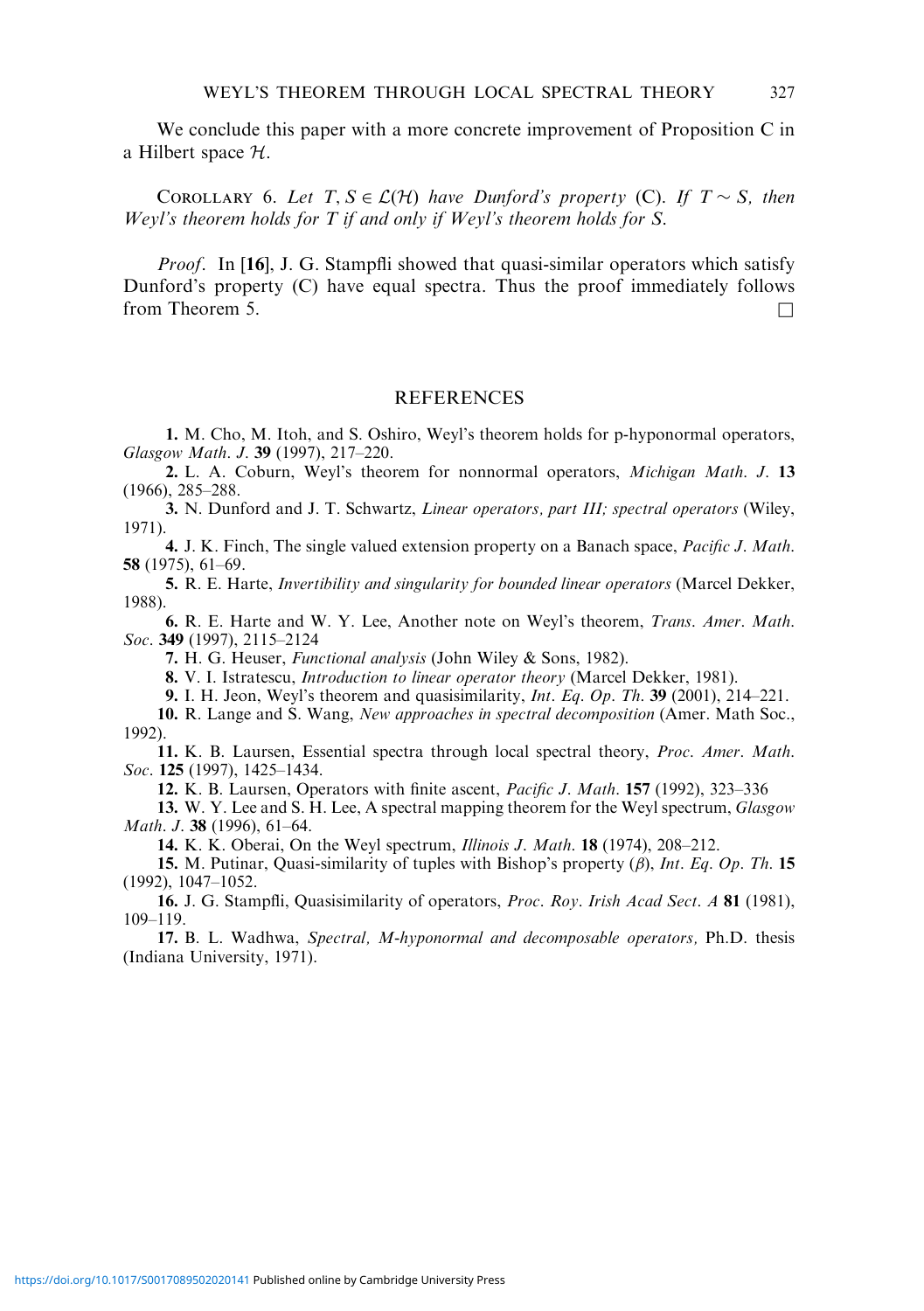We conclude this paper with a more concrete improvement of Proposition C in a Hilbert space $\mathcal{H}$.

Corollary 6. *Let $T, S \in \mathcal{L}(\mathcal{H})$ have Dunford's property* (C). *If $T \sim S$, then Weyl's theorem holds for $T$ if and only if Weyl's theorem holds for $S$.*

*Proof*. In **[16]**, J. G. Stampfli showed that quasi-similar operators which satisfy Dunford's property (C) have equal spectra. Thus the proof immediately follows from Theorem 5. □

## REFERENCES

**1.** M. Cho, M. Itoh, and S. Oshiro, Weyl's theorem holds for p-hyponormal operators, *Glasgow Math. J.* **39** (1997), 217–220.

**2.** L. A. Coburn, Weyl's theorem for nonnormal operators, *Michigan Math. J.* **13** (1966), 285–288.

**3.** N. Dunford and J. T. Schwartz, *Linear operators, part III; spectral operators* (Wiley, 1971).

**4.** J. K. Finch, The single valued extension property on a Banach space, *Pacific J. Math.* **58** (1975), 61–69.

**5.** R. E. Harte, *Invertibility and singularity for bounded linear operators* (Marcel Dekker, 1988).

**6.** R. E. Harte and W. Y. Lee, Another note on Weyl's theorem, *Trans. Amer. Math. Soc.* **349** (1997), 2115–2124

**7.** H. G. Heuser, *Functional analysis* (John Wiley & Sons, 1982).

**8.** V. I. Istratescu, *Introduction to linear operator theory* (Marcel Dekker, 1981).

**9.** I. H. Jeon, Weyl's theorem and quasisimilarity, *Int. Eq. Op. Th.* **39** (2001), 214–221.

**10.** R. Lange and S. Wang, *New approaches in spectral decomposition* (Amer. Math Soc., 1992).

**11.** K. B. Laursen, Essential spectra through local spectral theory, *Proc. Amer. Math. Soc.* **125** (1997), 1425–1434.

**12.** K. B. Laursen, Operators with finite ascent, *Pacific J. Math.* **157** (1992), 323–336

**13.** W. Y. Lee and S. H. Lee, A spectral mapping theorem for the Weyl spectrum, *Glasgow Math. J.* **38** (1996), 61–64.

**14.** K. K. Oberai, On the Weyl spectrum, *Illinois J. Math.* **18** (1974), 208–212.

**15.** M. Putinar, Quasi-similarity of tuples with Bishop's property ($\beta$), *Int. Eq. Op. Th.* **15** (1992), 1047–1052.

**16.** J. G. Stampfli, Quasisimilarity of operators, *Proc. Roy. Irish Acad Sect. A* **81** (1981), 109–119.

**17.** B. L. Wadhwa, *Spectral, M-hyponormal and decomposable operators,* Ph.D. thesis (Indiana University, 1971).